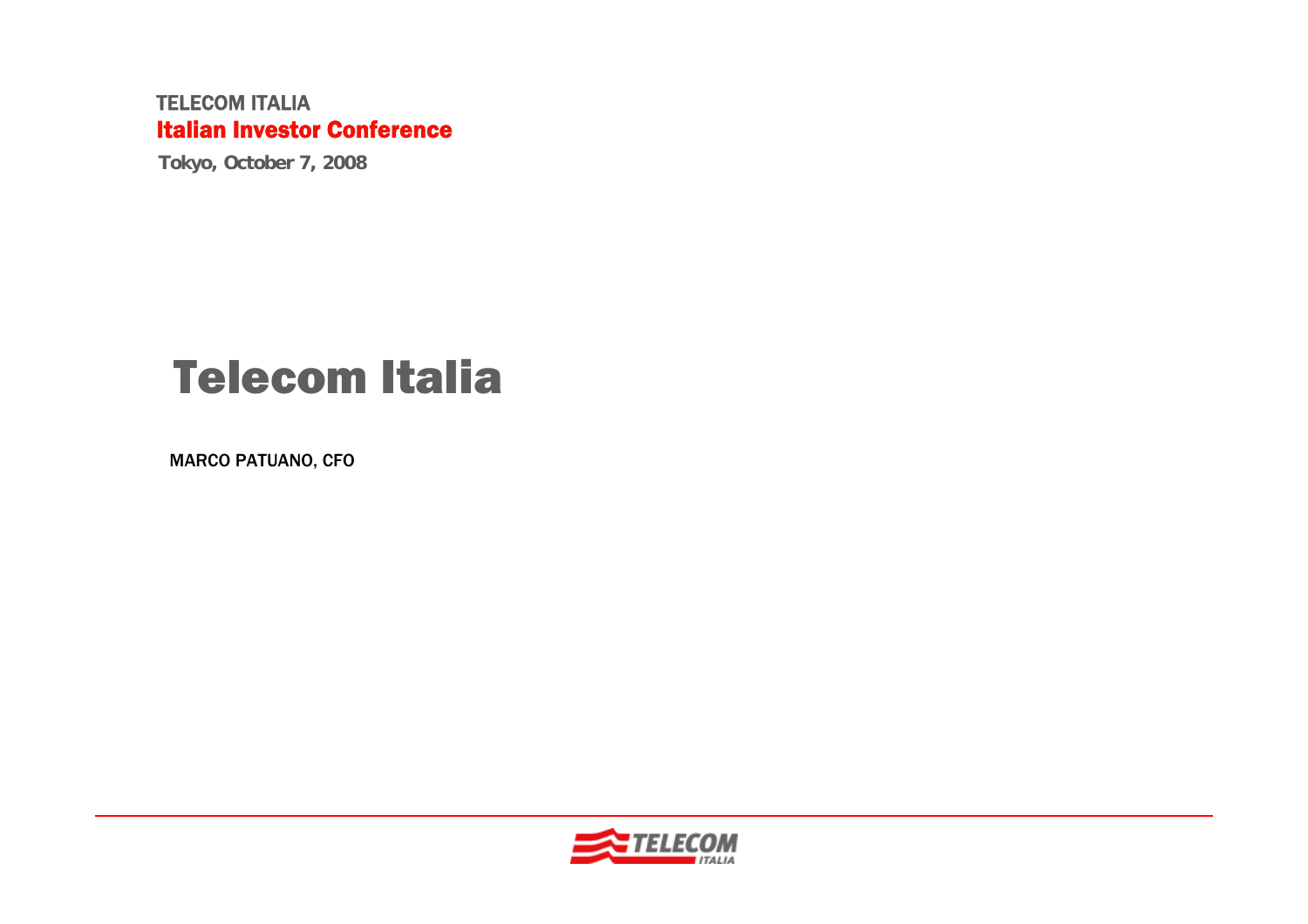TELECOM ITALIA

**Italian Investor Conference**

**Tokyo, October 7, 2008**

# Telecom Italia

MARCO PATUANO, CFO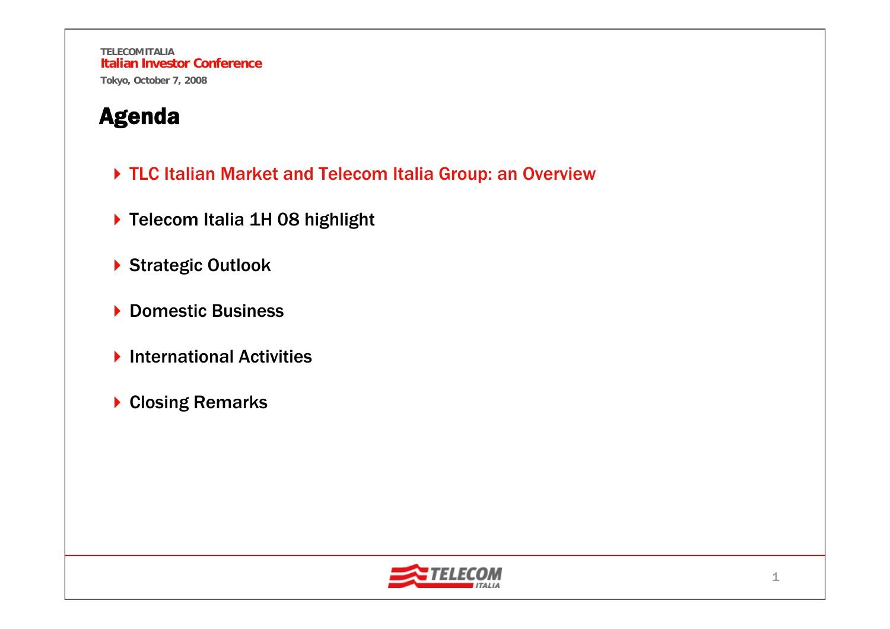# Agenda

- TLC Italian Market and Telecom Italia Group: an Overview
- Telecom Italia 1H 08 highlight
- Strategic Outlook
- Domestic Business
- International Activities
- Closing Remarks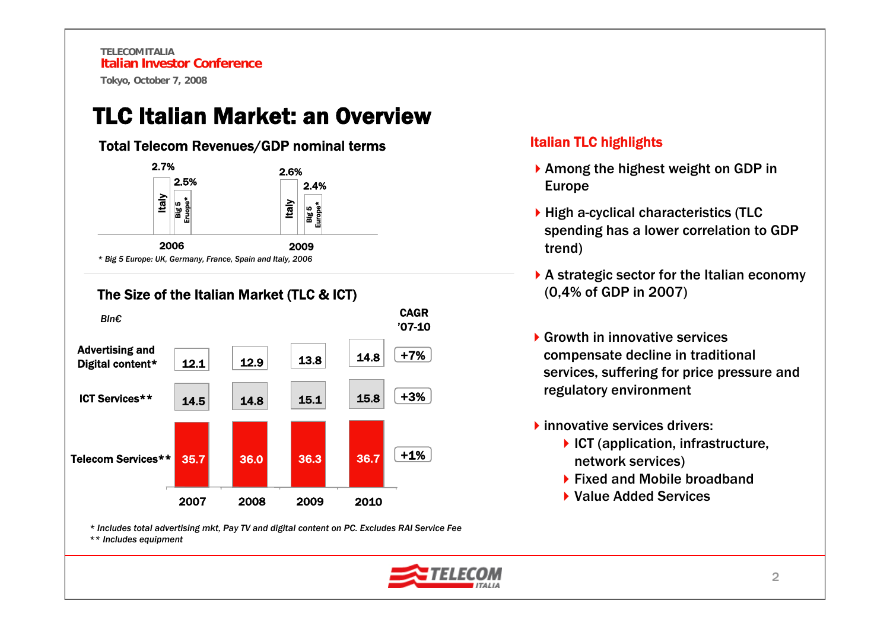# TLC Italian Market: an Overview

## Total Telecom Revenues/GDP nominal terms

| | Italy | Big 5 Europe* |
|---|---|---|
| 2006 | 2.7% | 2.5% |
| 2009 | 2.6% | 2.4% |

*\* Big 5 Europe: UK, Germany, France, Spain and Italy, 2006*

## The Size of the Italian Market (TLC & ICT)

*Bln€*

| | 2007 | 2008 | 2009 | 2010 | CAGR '07-10 |
|---|---|---|---|---|---|
| Advertising and Digital content* | 12.1 | 12.9 | 13.8 | 14.8 | +7% |
| ICT Services** | 14.5 | 14.8 | 15.1 | 15.8 | +3% |
| Telecom Services** | 35.7 | 36.0 | 36.3 | 36.7 | +1% |

*\* Includes total advertising mkt, Pay TV and digital content on PC. Excludes RAI Service Fee*

*\*\* Includes equipment*

## Italian TLC highlights

- Among the highest weight on GDP in Europe
- High a-cyclical characteristics (TLC spending has a lower correlation to GDP trend)
- A strategic sector for the Italian economy (0,4% of GDP in 2007)
- Growth in innovative services compensate decline in traditional services, suffering for price pressure and regulatory environment
- innovative services drivers:
  - ICT (application, infrastructure, network services)
  - Fixed and Mobile broadband
  - Value Added Services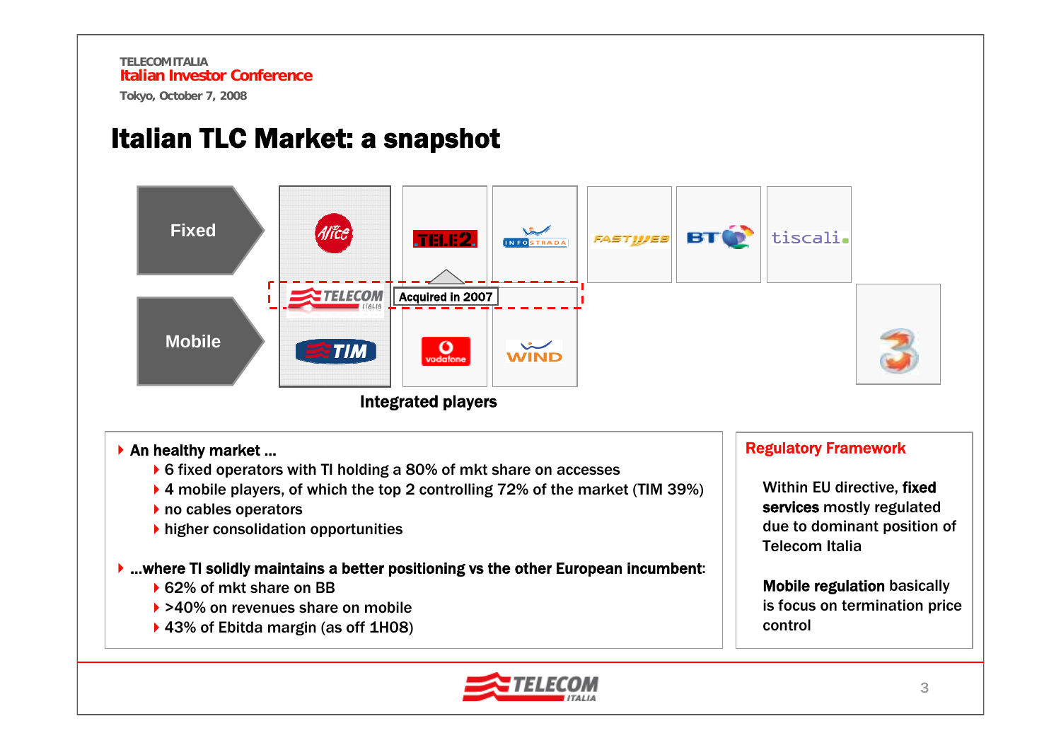# Italian TLC Market: a snapshot

**Fixed**

**Mobile**

Acquired in 2007

**Integrated players**

- **An healthy market ...**
  - 6 fixed operators with TI holding a 80% of mkt share on accesses
  - 4 mobile players, of which the top 2 controlling 72% of the market (TIM 39%)
  - no cables operators
  - higher consolidation opportunities

- **...where TI solidly maintains a better positioning vs the other European incumbent:**
  - 62% of mkt share on BB
  - >40% on revenues share on mobile
  - 43% of Ebitda margin (as off 1H08)

## Regulatory Framework

Within EU directive, **fixed services** mostly regulated due to dominant position of Telecom Italia

**Mobile regulation** basically is focus on termination price control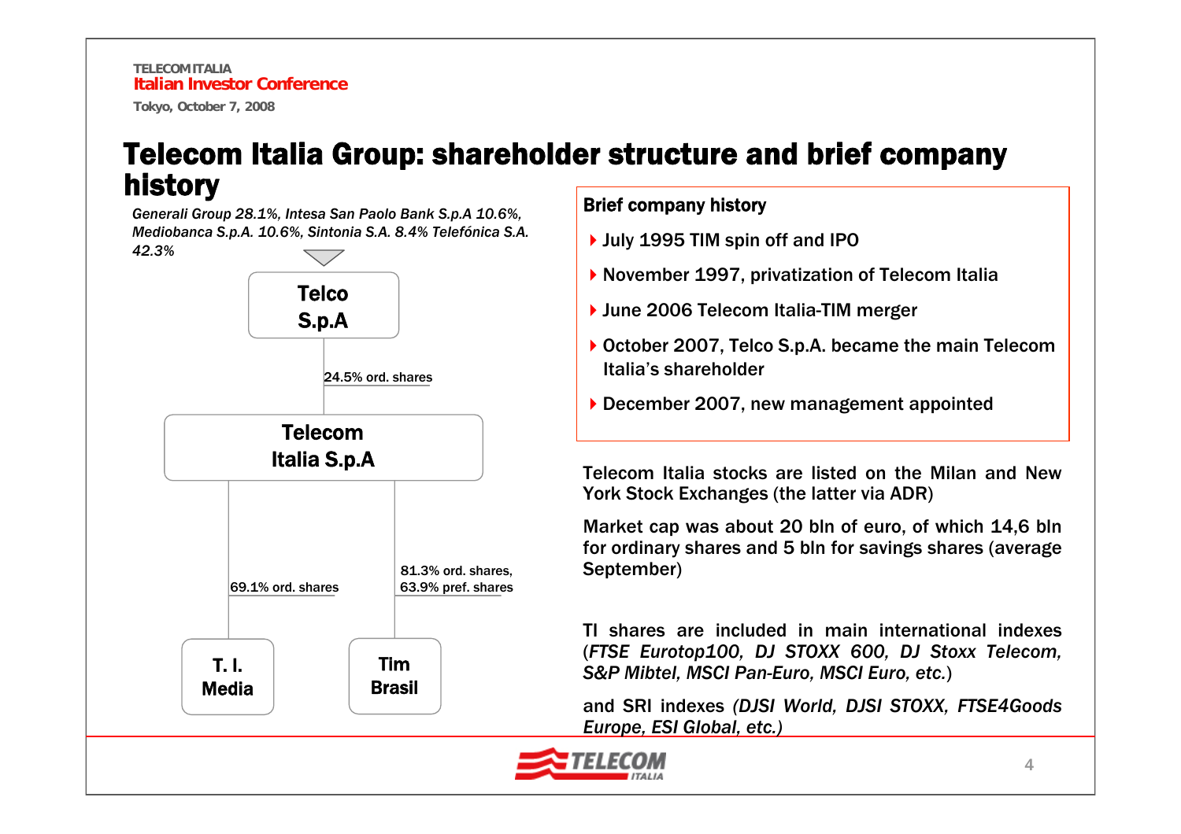# Telecom Italia Group: shareholder structure and brief company history

*Generali Group 28.1%, Intesa San Paolo Bank S.p.A 10.6%, Mediobanca S.p.A. 10.6%, Sintonia S.A. 8.4% Telefónica S.A. 42.3%*

**Telco S.p.A**

24.5% ord. shares

**Telecom Italia S.p.A**

69.1% ord. shares — **T. I. Media**

81.3% ord. shares, 63.9% pref. shares — **Tim Brasil**

**Brief company history**

- July 1995 TIM spin off and IPO
- November 1997, privatization of Telecom Italia
- June 2006 Telecom Italia-TIM merger
- October 2007, Telco S.p.A. became the main Telecom Italia's shareholder
- December 2007, new management appointed

Telecom Italia stocks are listed on the Milan and New York Stock Exchanges (the latter via ADR)

Market cap was about 20 bln of euro, of which 14,6 bln for ordinary shares and 5 bln for savings shares (average September)

TI shares are included in main international indexes (*FTSE Eurotop100, DJ STOXX 600, DJ Stoxx Telecom, S&P Mibtel, MSCI Pan-Euro, MSCI Euro, etc.*)

and SRI indexes *(DJSI World, DJSI STOXX, FTSE4Goods Europe, ESI Global, etc.)*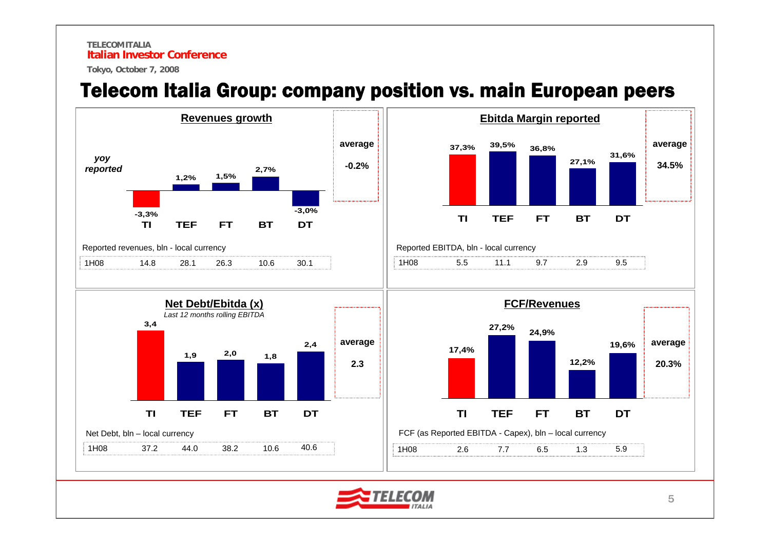# Telecom Italia Group: company position vs. main European peers

## Revenues growth

*yoy reported*

| | TI | TEF | FT | BT | DT | average |
|---|---|---|---|---|---|---|
| yoy reported | -3,3% | 1,2% | 1,5% | 2,7% | -3,0% | -0.2% |

Reported revenues, bln - local currency

| | TI | TEF | FT | BT | DT |
|---|---|---|---|---|---|
| 1H08 | 14.8 | 28.1 | 26.3 | 10.6 | 30.1 |

## Ebitda Margin reported

| | TI | TEF | FT | BT | DT | average |
|---|---|---|---|---|---|---|
| Ebitda Margin | 37,3% | 39,5% | 36,8% | 27,1% | 31,6% | 34.5% |

Reported EBITDA, bln - local currency

| | TI | TEF | FT | BT | DT |
|---|---|---|---|---|---|
| 1H08 | 5.5 | 11.1 | 9.7 | 2.9 | 9.5 |

## Net Debt/Ebitda (x)

*Last 12 months rolling EBITDA*

| | TI | TEF | FT | BT | DT | average |
|---|---|---|---|---|---|---|
| Net Debt/Ebitda | 3,4 | 1,9 | 2,0 | 1,8 | 2,4 | 2.3 |

Net Debt, bln – local currency

| | TI | TEF | FT | BT | DT |
|---|---|---|---|---|---|
| 1H08 | 37.2 | 44.0 | 38.2 | 10.6 | 40.6 |

## FCF/Revenues

| | TI | TEF | FT | BT | DT | average |
|---|---|---|---|---|---|---|
| FCF/Revenues | 17,4% | 27,2% | 24,9% | 12,2% | 19,6% | 20.3% |

FCF (as Reported EBITDA - Capex), bln – local currency

| | TI | TEF | FT | BT | DT |
|---|---|---|---|---|---|
| 1H08 | 2.6 | 7.7 | 6.5 | 1.3 | 5.9 |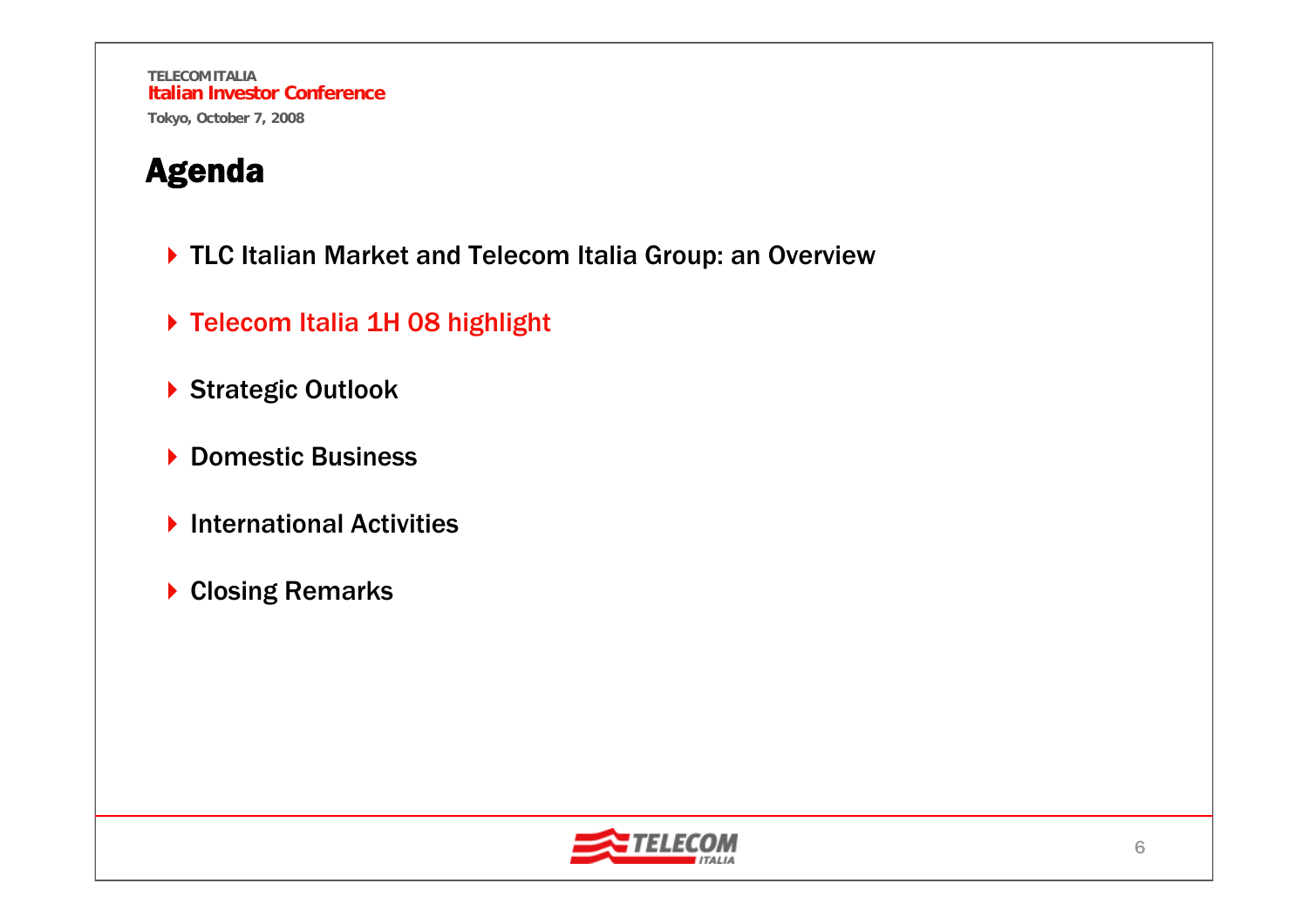# Agenda

- TLC Italian Market and Telecom Italia Group: an Overview
- Telecom Italia 1H 08 highlight
- Strategic Outlook
- Domestic Business
- International Activities
- Closing Remarks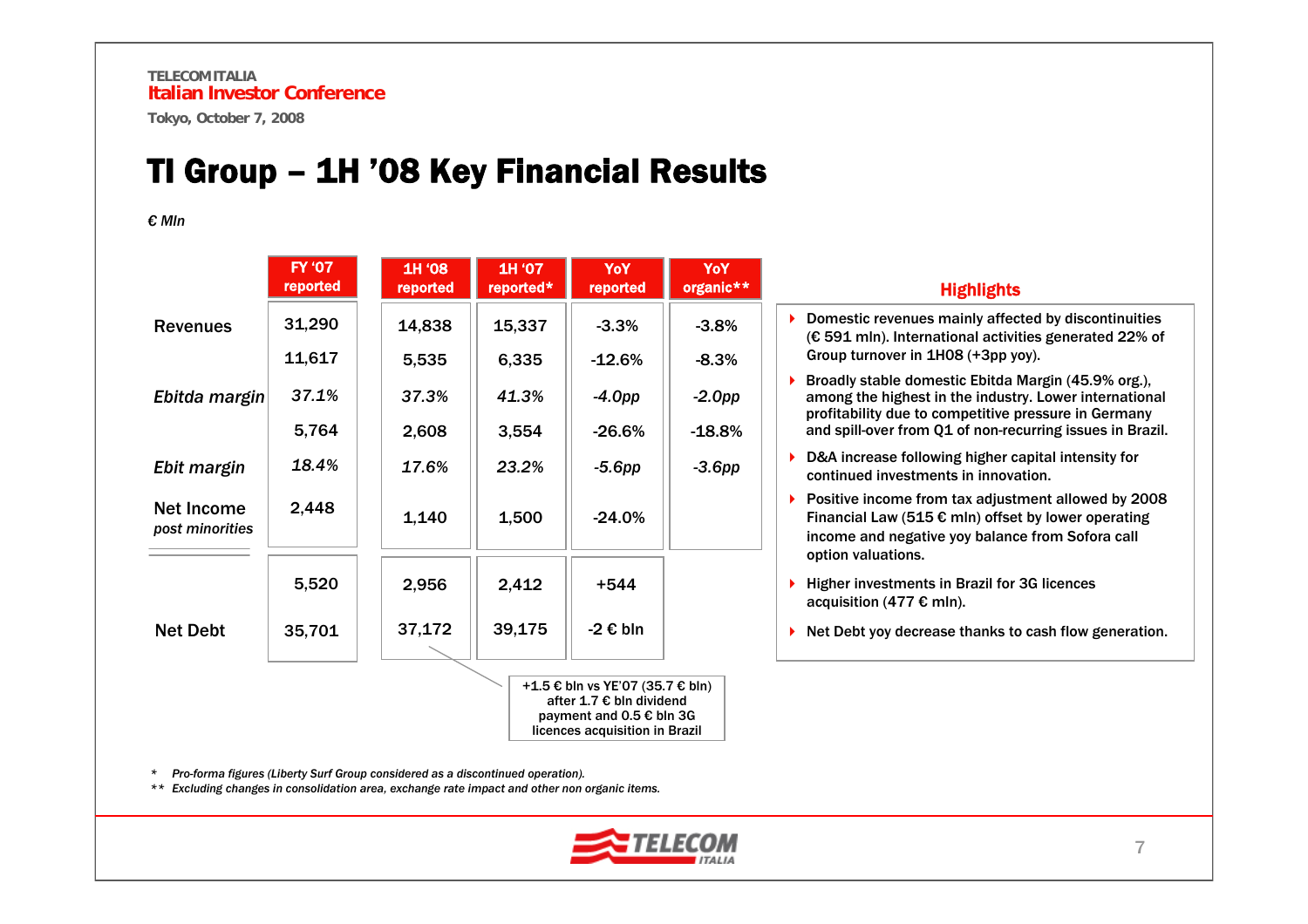# TI Group – 1H '08 Key Financial Results

*€ Mln*

| | FY '07 reported | 1H '08 reported | 1H '07 reported* | YoY reported | YoY organic** |
|---|---|---|---|---|---|
| Revenues | 31,290 | 14,838 | 15,337 | -3.3% | -3.8% |
| | 11,617 | 5,535 | 6,335 | -12.6% | -8.3% |
| *Ebitda margin* | *37.1%* | *37.3%* | *41.3%* | *-4.0pp* | *-2.0pp* |
| | 5,764 | 2,608 | 3,554 | -26.6% | -18.8% |
| *Ebit margin* | *18.4%* | *17.6%* | *23.2%* | *-5.6pp* | *-3.6pp* |
| Net Income *post minorities* | 2,448 | 1,140 | 1,500 | -24.0% | |
| | 5,520 | 2,956 | 2,412 | +544 | |
| Net Debt | 35,701 | 37,172 | 39,175 | -2 € bln | |

+1.5 € bln vs YE'07 (35.7 € bln) after 1.7 € bln dividend payment and 0.5 € bln 3G licences acquisition in Brazil

## Highlights

- Domestic revenues mainly affected by discontinuities (€ 591 mln). International activities generated 22% of Group turnover in 1H08 (+3pp yoy).
- Broadly stable domestic Ebitda Margin (45.9% org.), among the highest in the industry. Lower international profitability due to competitive pressure in Germany and spill-over from Q1 of non-recurring issues in Brazil.
- D&A increase following higher capital intensity for continued investments in innovation.
- Positive income from tax adjustment allowed by 2008 Financial Law (515 € mln) offset by lower operating income and negative yoy balance from Sofora call option valuations.
- Higher investments in Brazil for 3G licences acquisition (477 € mln).
- Net Debt yoy decrease thanks to cash flow generation.

\* *Pro-forma figures (Liberty Surf Group considered as a discontinued operation).*

\*\* *Excluding changes in consolidation area, exchange rate impact and other non organic items.*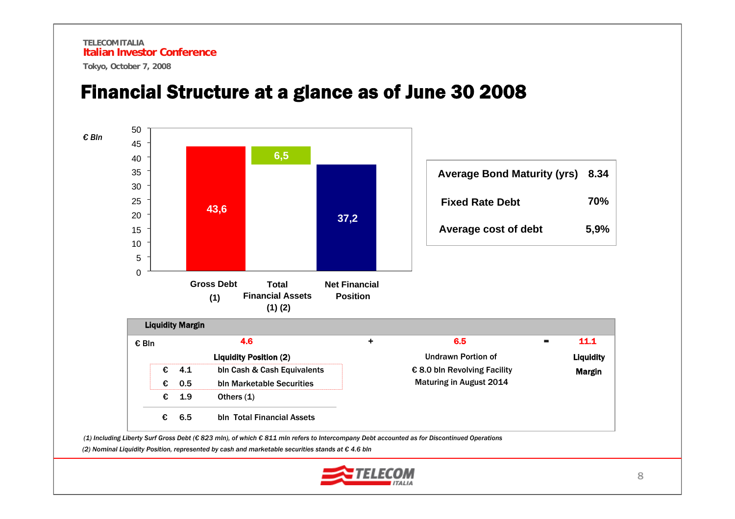# Financial Structure at a glance as of June 30 2008

€ Bln

| | Gross Debt (1) | Total Financial Assets (1) (2) | Net Financial Position |
|---|---|---|---|
| € Bln | 43,6 | 6,5 | 37,2 |

| | |
|---|---|
| Average Bond Maturity (yrs) | 8.34 |
| Fixed Rate Debt | 70% |
| Average cost of debt | 5,9% |

**Liquidity Margin**

| € Bln | 4.6 | + | 6.5 | = | 11.1 |
|---|---|---|---|---|---|
| | **Liquidity Position (2)** | | Undrawn Portion of € 8.0 bln Revolving Facility Maturing in August 2014 | | **Liquidity Margin** |

| | | |
|---|---|---|
| € | 4.1 | bln Cash & Cash Equivalents |
| € | 0.5 | bln Marketable Securities |
| € | 1.9 | Others (1) |
| € | 6.5 | bln Total Financial Assets |

*(1) Including Liberty Surf Gross Debt (€ 823 mln), of which € 811 mln refers to Intercompany Debt accounted as for Discontinued Operations*

*(2) Nominal Liquidity Position, represented by cash and marketable securities stands at € 4.6 bln*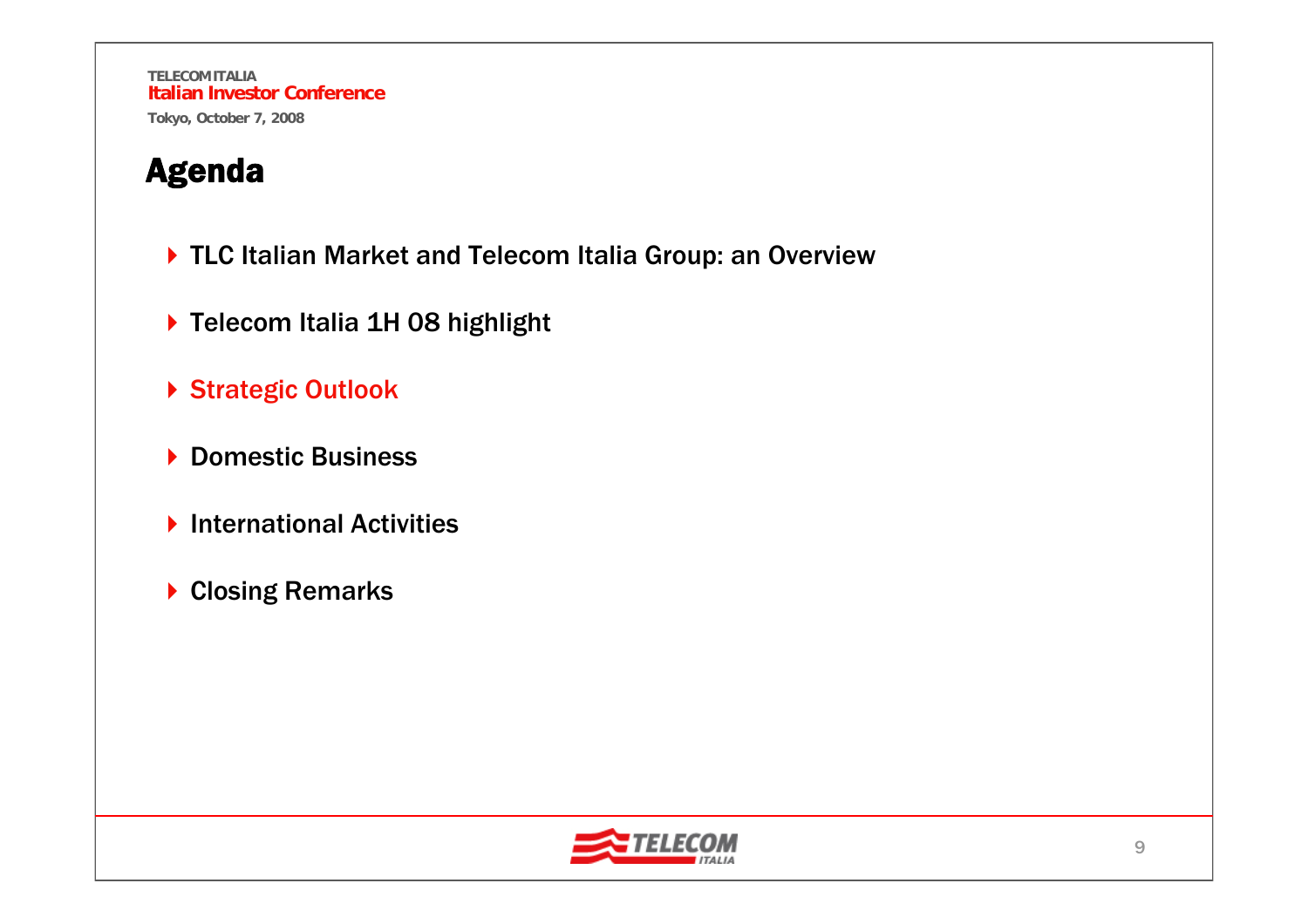# Agenda

- TLC Italian Market and Telecom Italia Group: an Overview
- Telecom Italia 1H 08 highlight
- Strategic Outlook
- Domestic Business
- International Activities
- Closing Remarks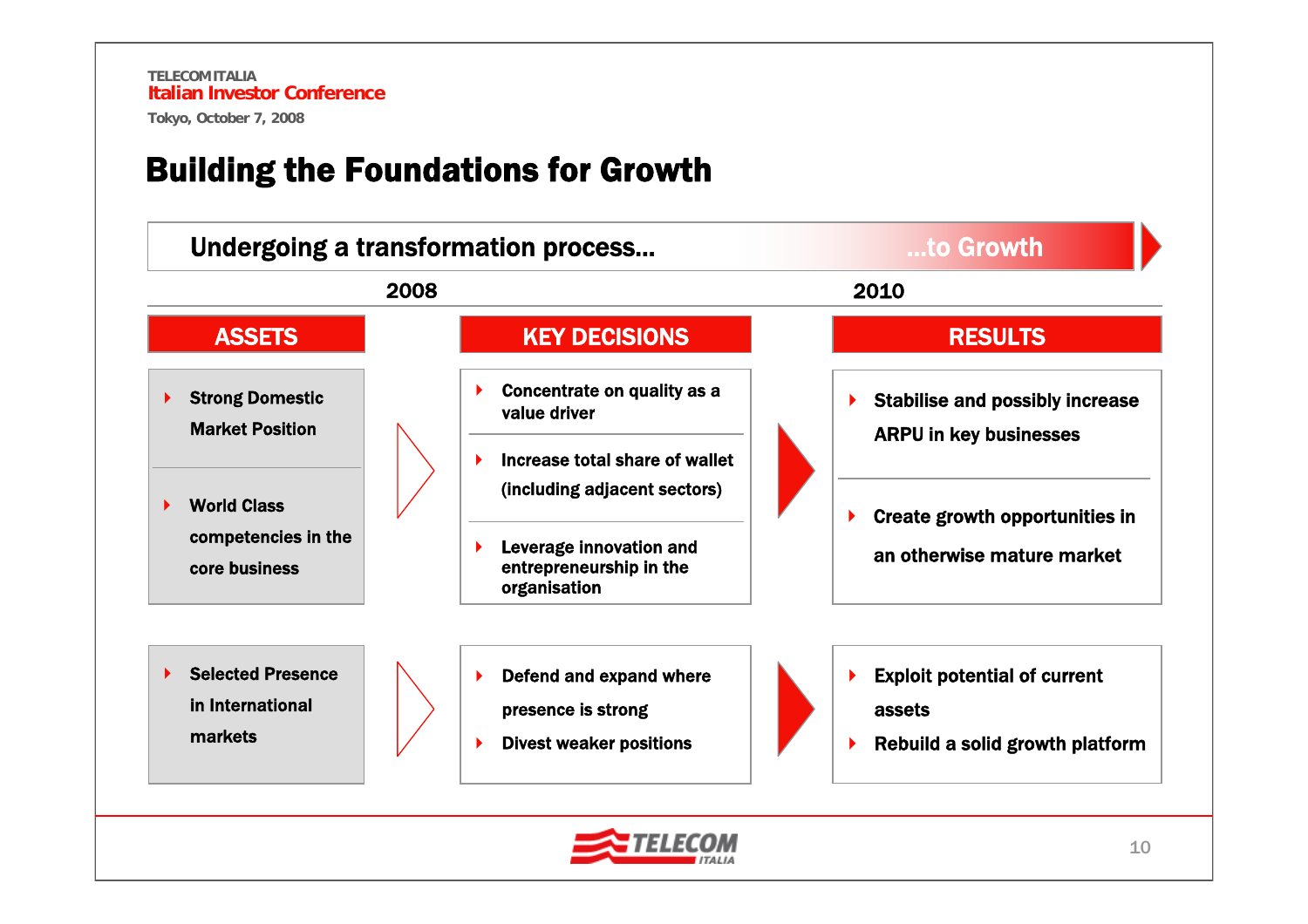# Building the Foundations for Growth

**Undergoing a transformation process... ...to Growth**

2008 → 2010

| ASSETS | KEY DECISIONS | RESULTS |
|---|---|---|
| Strong Domestic Market Position<br><br>World Class competencies in the core business | Concentrate on quality as a value driver<br><br>Increase total share of wallet (including adjacent sectors)<br><br>Leverage innovation and entrepreneurship in the organisation | Stabilise and possibly increase ARPU in key businesses<br><br>Create growth opportunities in an otherwise mature market |
| Selected Presence in International markets | Defend and expand where presence is strong<br><br>Divest weaker positions | Exploit potential of current assets<br><br>Rebuild a solid growth platform |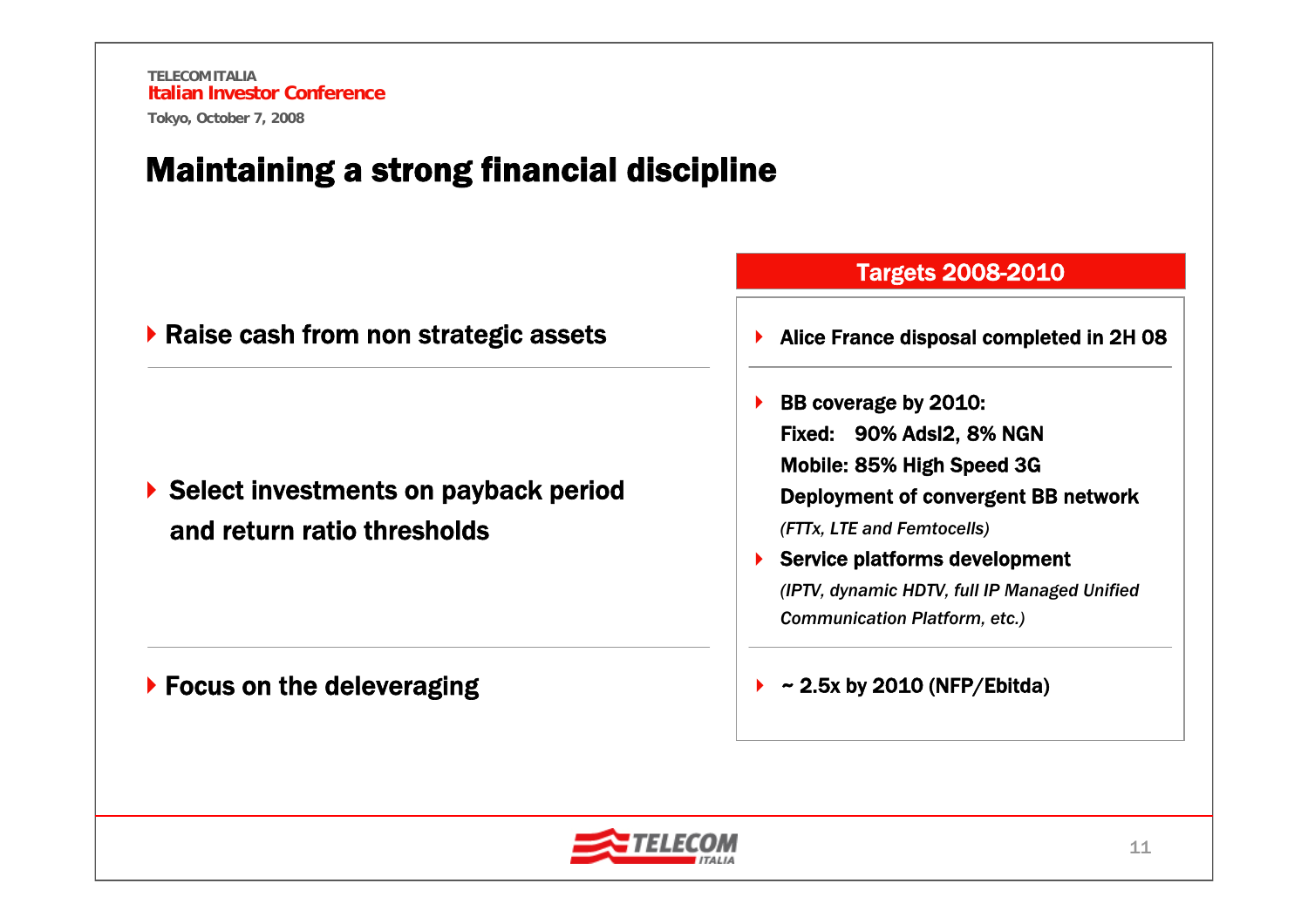# Maintaining a strong financial discipline

| | Targets 2008-2010 |
|---|---|
| **Raise cash from non strategic assets** | **Alice France disposal completed in 2H 08** |
| **Select investments on payback period and return ratio thresholds** | **BB coverage by 2010:**<br>**Fixed: 90% Adsl2, 8% NGN**<br>**Mobile: 85% High Speed 3G**<br>**Deployment of convergent BB network**<br>*(FTTx, LTE and Femtocells)*<br>**Service platforms development**<br>*(IPTV, dynamic HDTV, full IP Managed Unified Communication Platform, etc.)* |
| **Focus on the deleveraging** | **~ 2.5x by 2010 (NFP/Ebitda)** |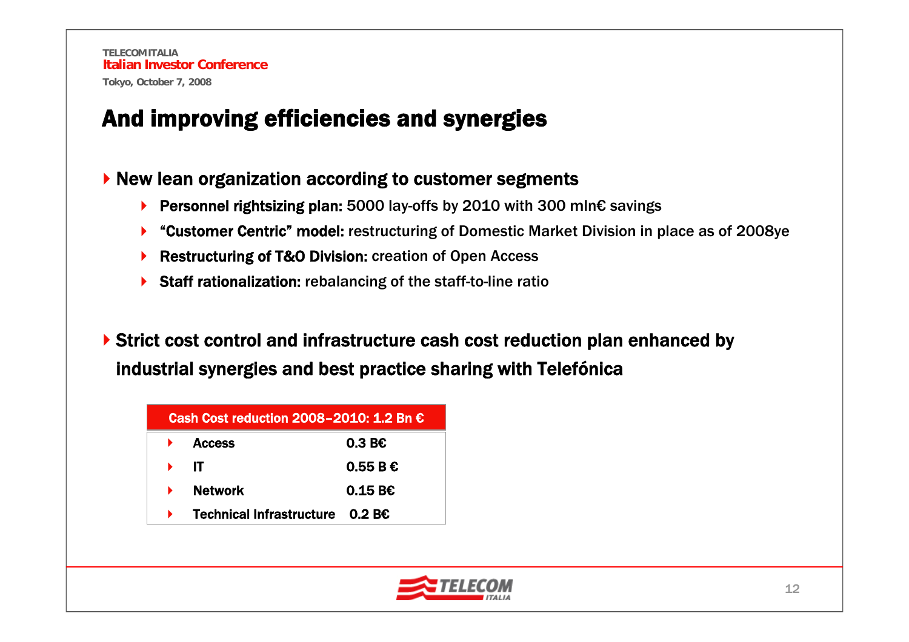# And improving efficiencies and synergies

- **New lean organization according to customer segments**
  - **Personnel rightsizing plan:** 5000 lay-offs by 2010 with 300 mln€ savings
  - **"Customer Centric" model:** restructuring of Domestic Market Division in place as of 2008ye
  - **Restructuring of T&O Division:** creation of Open Access
  - **Staff rationalization:** rebalancing of the staff-to-line ratio

- **Strict cost control and infrastructure cash cost reduction plan enhanced by industrial synergies and best practice sharing with Telefónica**

| Cash Cost reduction 2008–2010: 1.2 Bn € | |
|---|---|
| Access | 0.3 B€ |
| IT | 0.55 B € |
| Network | 0.15 B€ |
| Technical Infrastructure | 0.2 B€ |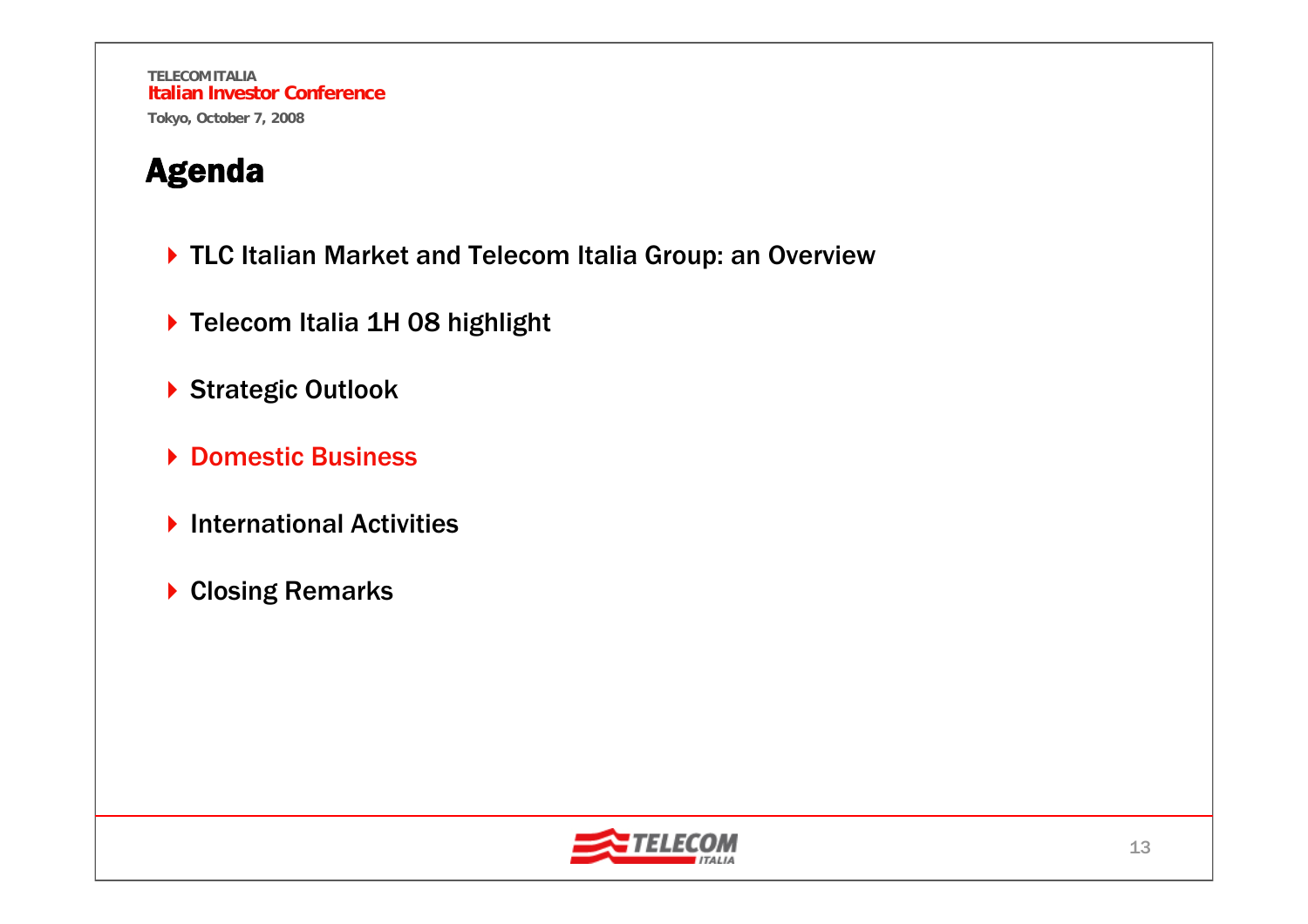# Agenda

- TLC Italian Market and Telecom Italia Group: an Overview
- Telecom Italia 1H 08 highlight
- Strategic Outlook
- Domestic Business
- International Activities
- Closing Remarks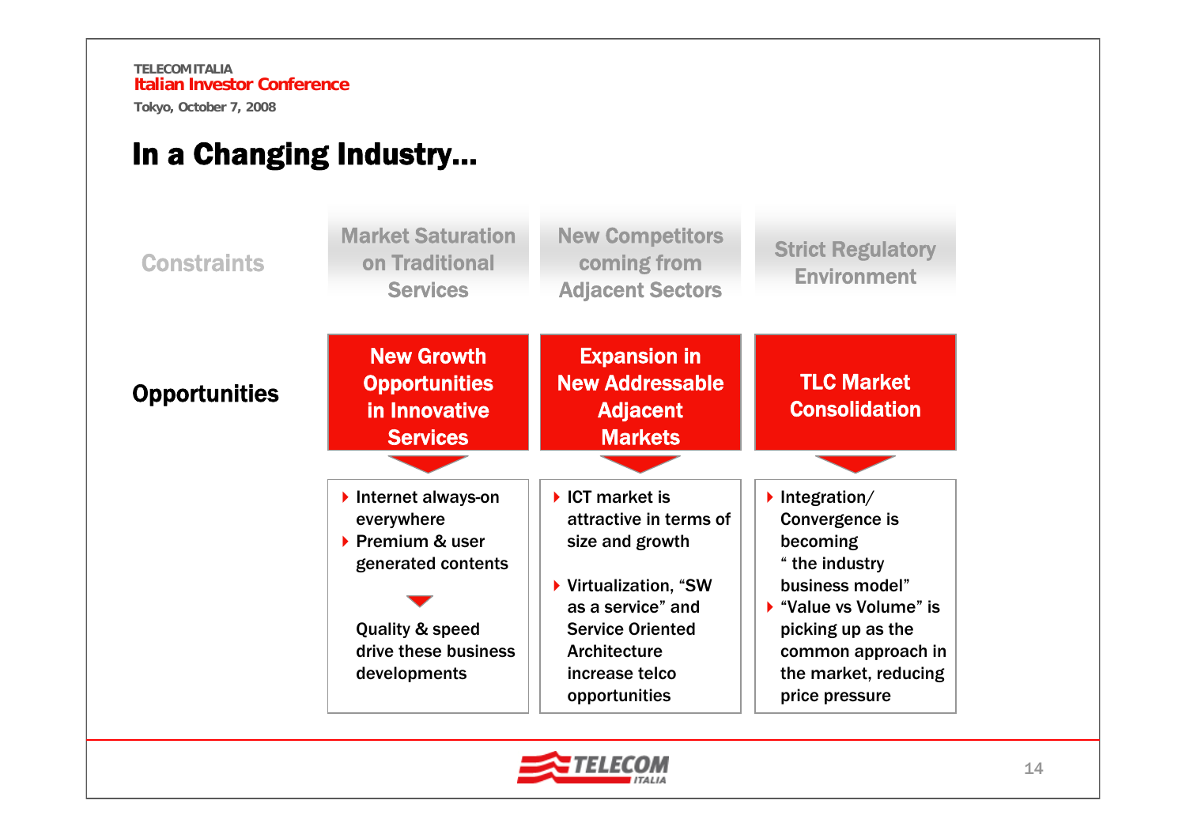# In a Changing Industry...

| | | | |
|---|---|---|---|
| **Constraints** | Market Saturation on Traditional Services | New Competitors coming from Adjacent Sectors | Strict Regulatory Environment |
| **Opportunities** | **New Growth Opportunities in Innovative Services** | **Expansion in New Addressable Adjacent Markets** | **TLC Market Consolidation** |
| | ▸ Internet always-on everywhere<br>▸ Premium & user generated contents<br>▼<br>Quality & speed drive these business developments | ▸ ICT market is attractive in terms of size and growth<br>▸ Virtualization, "SW as a service" and Service Oriented Architecture increase telco opportunities | ▸ Integration/ Convergence is becoming " the industry business model"<br>▸ "Value vs Volume" is picking up as the common approach in the market, reducing price pressure |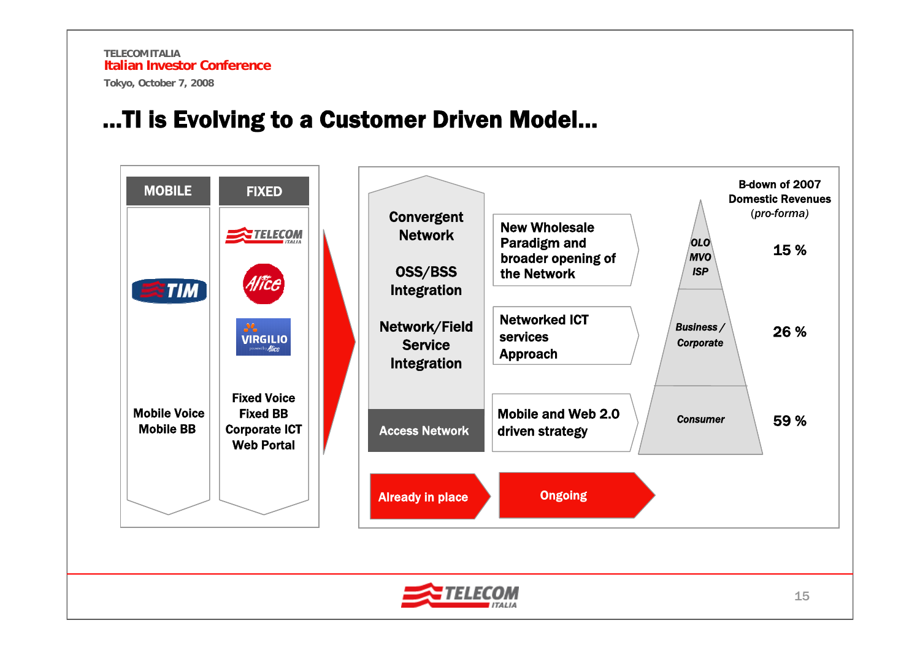# ...TI is Evolving to a Customer Driven Model...

| MOBILE | FIXED |
|---|---|
| TIM | TELECOM ITALIA, Alice, VIRGILIO |
| Mobile Voice<br>Mobile BB | Fixed Voice<br>Fixed BB<br>Corporate ICT<br>Web Portal |

**Already in place**

- Convergent Network
- OSS/BSS Integration
- Network/Field Service Integration
- Access Network

**Ongoing**

- New Wholesale Paradigm and broader opening of the Network
- Networked ICT services Approach
- Mobile and Web 2.0 driven strategy

**B-down of 2007 Domestic Revenues** *(pro-forma)*

| Segment | Share |
|---|---|
| *OLO MVO ISP* | 15 % |
| *Business / Corporate* | 26 % |
| *Consumer* | 59 % |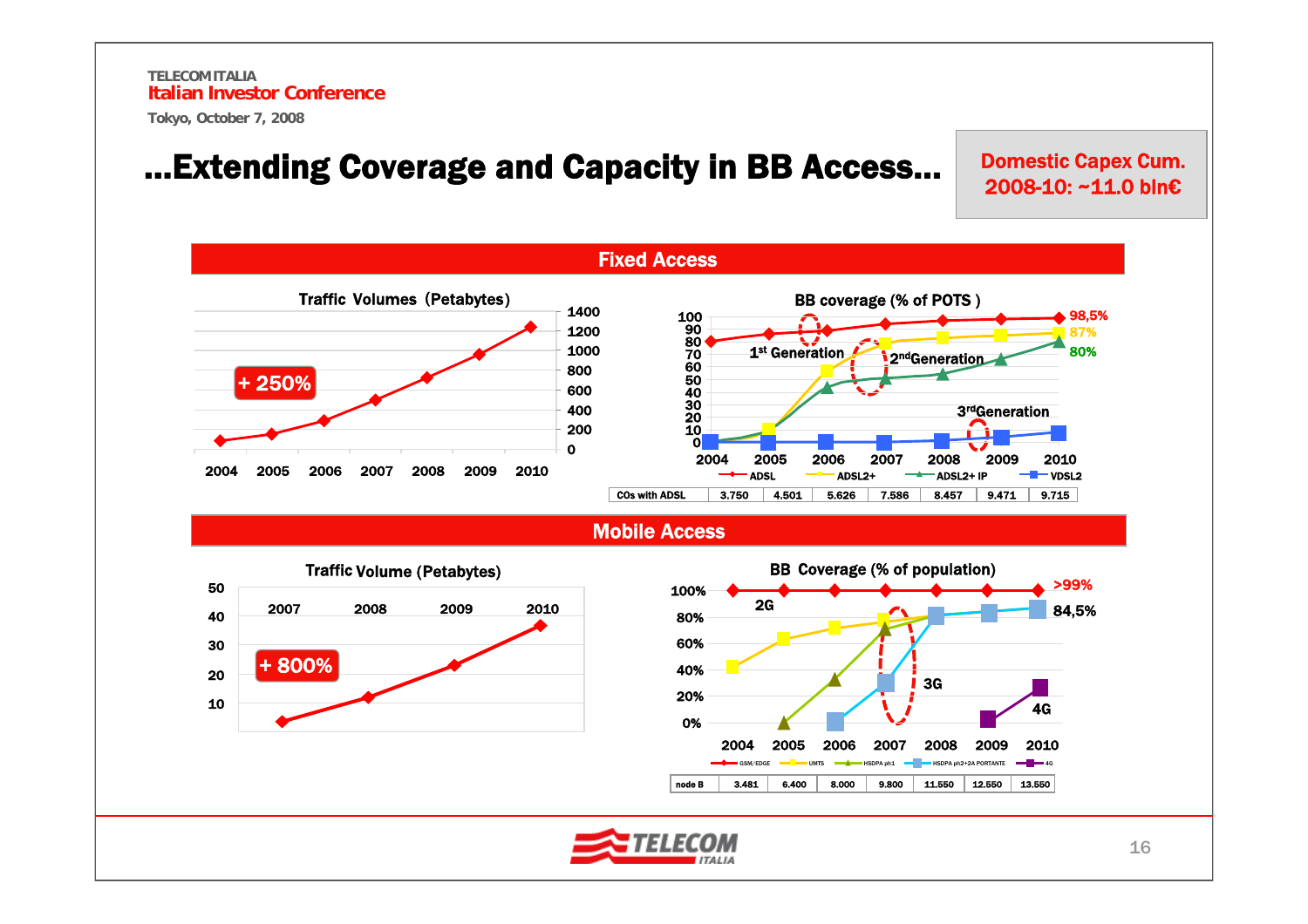# ...Extending Coverage and Capacity in BB Access...

**Domestic Capex Cum. 2008-10: ~11.0 bln€**

## Fixed Access

**Traffic Volumes (Petabytes)**

+ 250%

**BB coverage (% of POTS)**

1st Generation · 2nd Generation · 3rd Generation

ADSL 98,5% · ADSL2+ 87% · ADSL2+ IP 80% · VDSL2

| | 2004 | 2005 | 2006 | 2007 | 2008 | 2009 | 2010 |
|---|---|---|---|---|---|---|---|
| COs with ADSL | 3.750 | 4.501 | 5.626 | 7.586 | 8.457 | 9.471 | 9.715 |

## Mobile Access

**Traffic Volume (Petabytes)**

+ 800%

**BB Coverage (% of population)**

2G >99% · 3G 84,5% · 4G

GSM/EDGE · UMTS · HSDPA ph1 · HSDPA ph2+2A PORTANTE · 4G

| | 2004 | 2005 | 2006 | 2007 | 2008 | 2009 | 2010 |
|---|---|---|---|---|---|---|---|
| node B | 3.481 | 6.400 | 8.000 | 9.800 | 11.550 | 12.550 | 13.550 |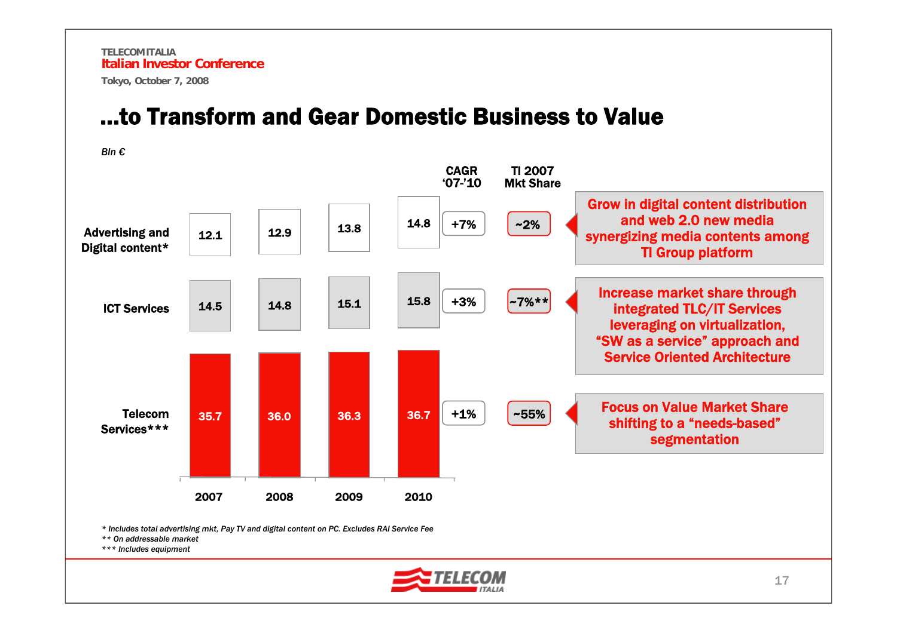# ...to Transform and Gear Domestic Business to Value

*Bln €*

| | 2007 | 2008 | 2009 | 2010 | CAGR '07-'10 | TI 2007 Mkt Share |
|---|---|---|---|---|---|---|
| Advertising and Digital content* | 12.1 | 12.9 | 13.8 | 14.8 | +7% | ~2% |
| ICT Services | 14.5 | 14.8 | 15.1 | 15.8 | +3% | ~7%** |
| Telecom Services*** | 35.7 | 36.0 | 36.3 | 36.7 | +1% | ~55% |

- **Advertising and Digital content:** Grow in digital content distribution and web 2.0 new media synergizing media contents among TI Group platform
- **ICT Services:** Increase market share through integrated TLC/IT Services leveraging on virtualization, "SW as a service" approach and Service Oriented Architecture
- **Telecom Services:** Focus on Value Market Share shifting to a "needs-based" segmentation

*\* Includes total advertising mkt, Pay TV and digital content on PC. Excludes RAI Service Fee*

*\*\* On addressable market*

*\*\*\* Includes equipment*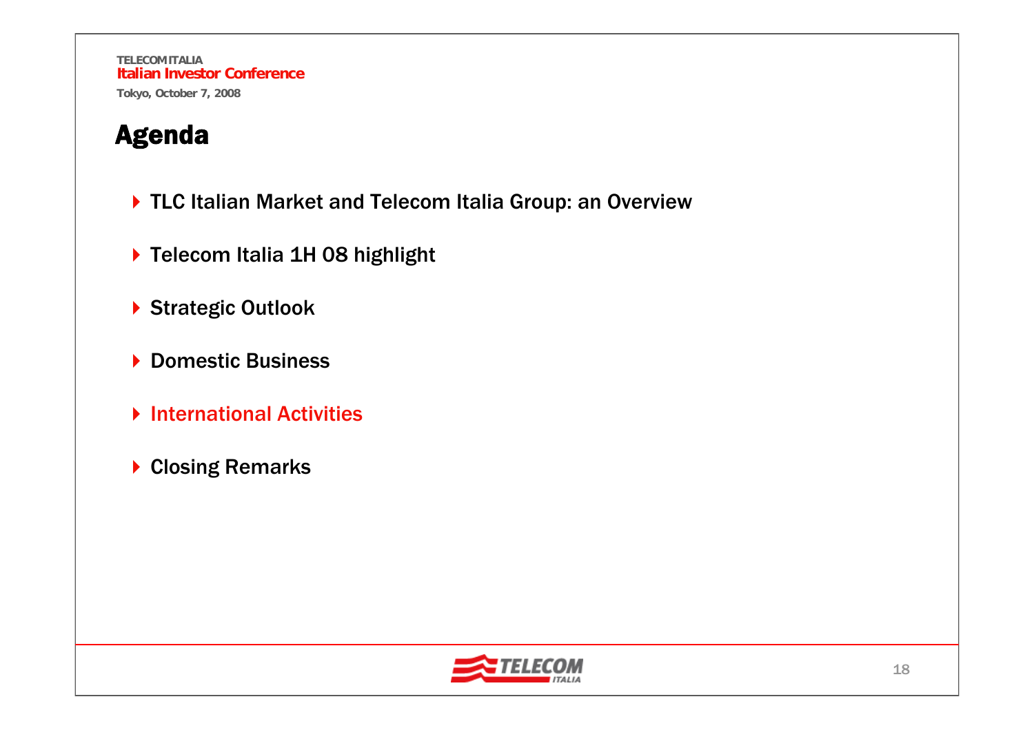# Agenda

- TLC Italian Market and Telecom Italia Group: an Overview
- Telecom Italia 1H 08 highlight
- Strategic Outlook
- Domestic Business
- International Activities
- Closing Remarks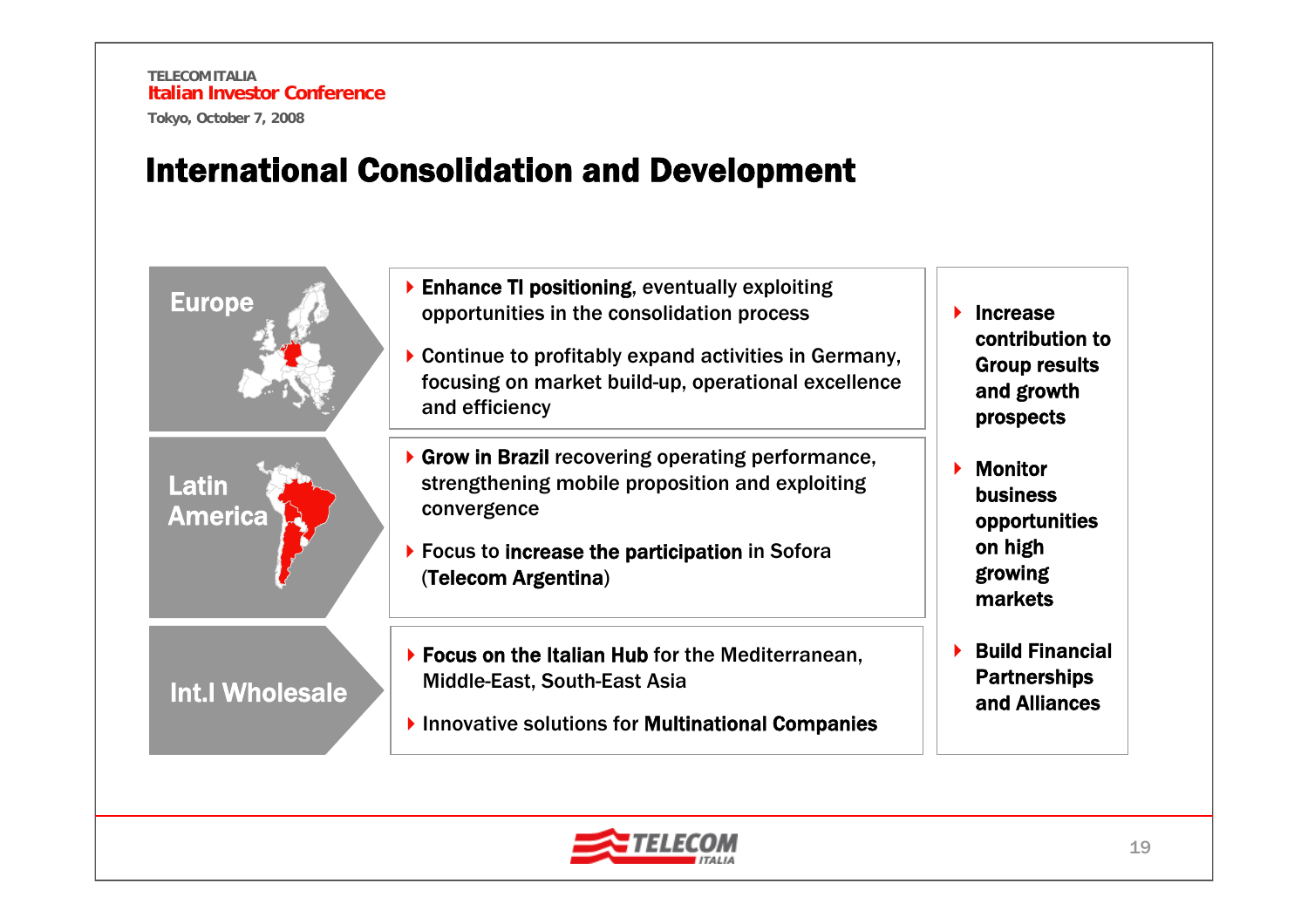# International Consolidation and Development

## Europe

- **Enhance TI positioning**, eventually exploiting opportunities in the consolidation process
- Continue to profitably expand activities in Germany, focusing on market build-up, operational excellence and efficiency

## Latin America

- **Grow in Brazil** recovering operating performance, strengthening mobile proposition and exploiting convergence
- Focus to **increase the participation** in Sofora (**Telecom Argentina**)

## Int.l Wholesale

- **Focus on the Italian Hub** for the Mediterranean, Middle-East, South-East Asia
- Innovative solutions for **Multinational Companies**

---

- **Increase contribution to Group results and growth prospects**
- **Monitor business opportunities on high growing markets**
- **Build Financial Partnerships and Alliances**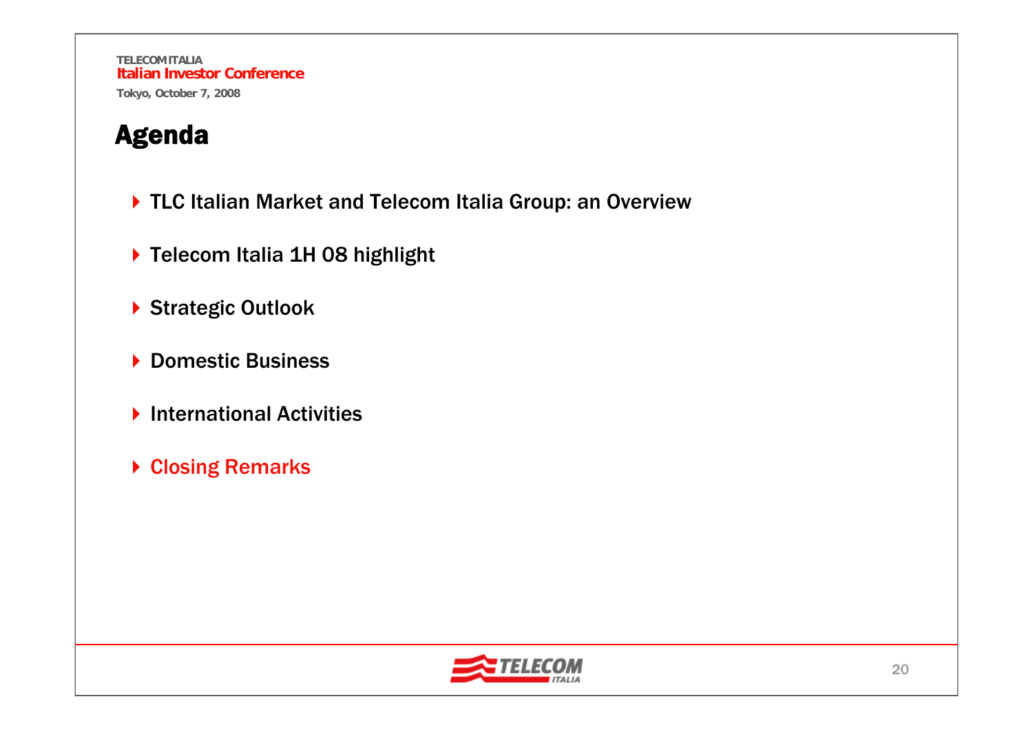# Agenda

- TLC Italian Market and Telecom Italia Group: an Overview
- Telecom Italia 1H 08 highlight
- Strategic Outlook
- Domestic Business
- International Activities
- Closing Remarks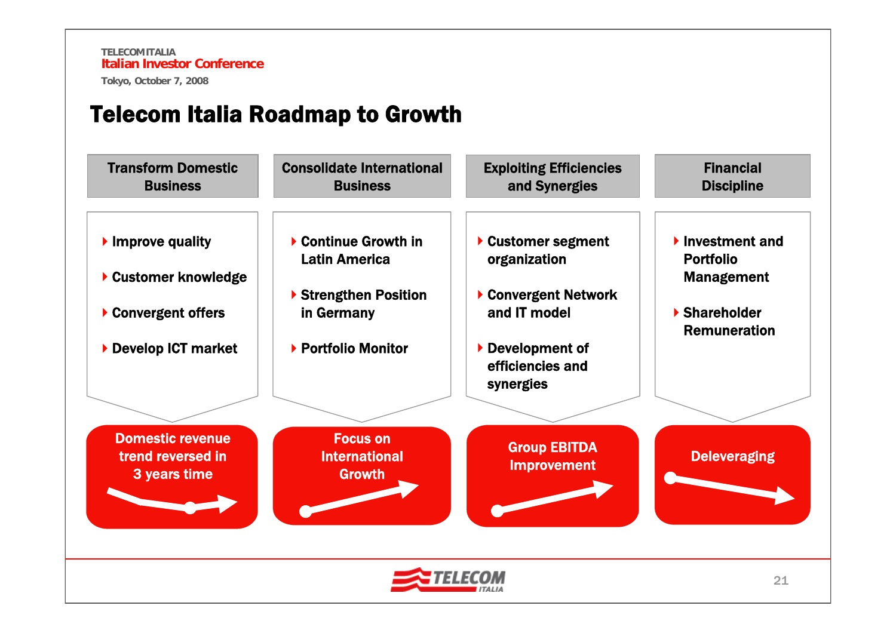# Telecom Italia Roadmap to Growth

## Transform Domestic Business

- Improve quality
- Customer knowledge
- Convergent offers
- Develop ICT market

**Domestic revenue trend reversed in 3 years time**

## Consolidate International Business

- Continue Growth in Latin America
- Strengthen Position in Germany
- Portfolio Monitor

**Focus on International Growth**

## Exploiting Efficiencies and Synergies

- Customer segment organization
- Convergent Network and IT model
- Development of efficiencies and synergies

**Group EBITDA Improvement**

## Financial Discipline

- Investment and Portfolio Management
- Shareholder Remuneration

**Deleveraging**